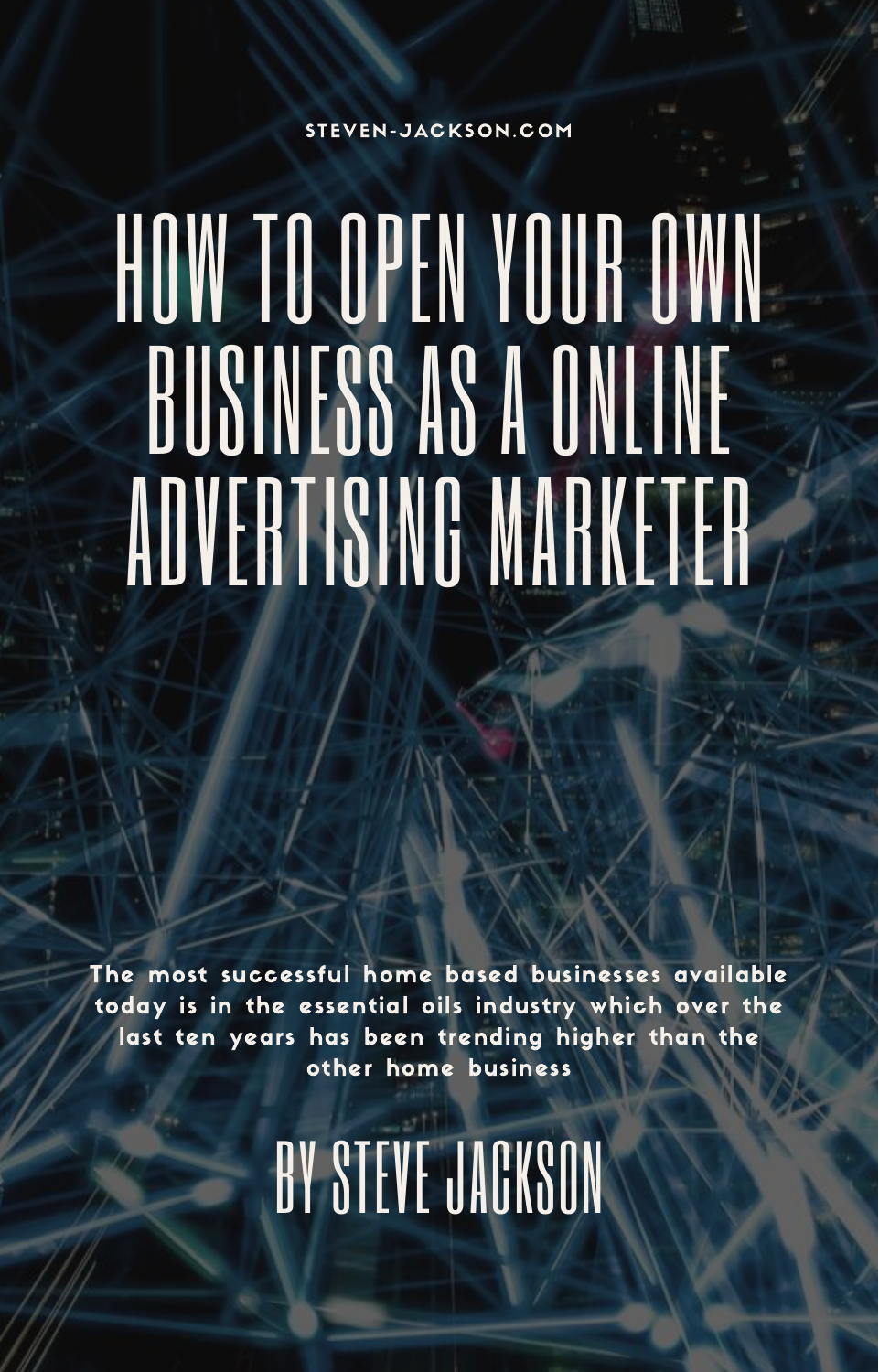STEVEN-JACKSON.COM

# HOW TO OPEN YOUR OWN BUSINESS AS A ONLINE ADVERTISING MARKETER

The most successful home based businesses available today is in the essential oils industry which over the last ten years has been trending higher than the other home business

## BY STEVE JACKSON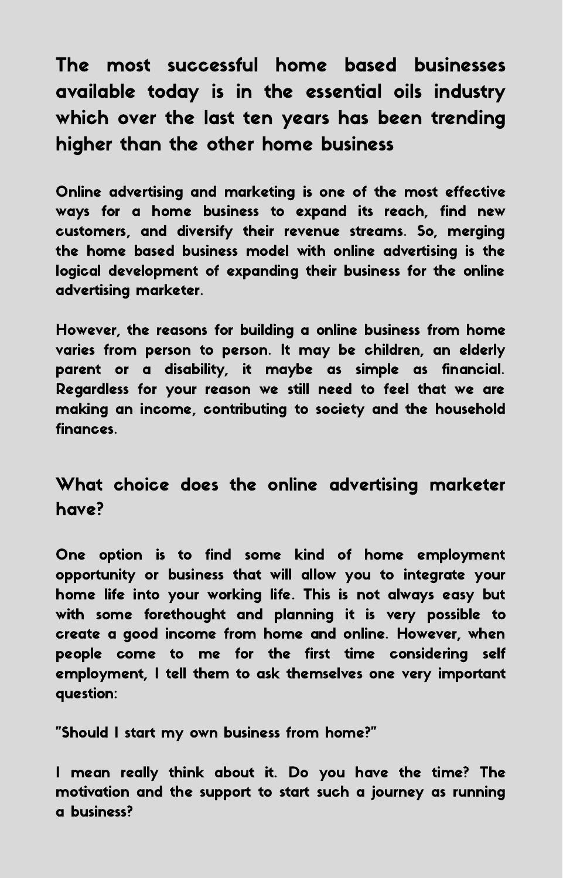## The most successful home based businesses available today is in the essential oils industry which over the last ten years has been trending higher than the other home business

Online advertising and marketing is one of the most effective ways for a home business to expand its reach, find new customers, and diversify their revenue streams. So, merging the home based business model with online advertising is the logical development of expanding their business for the online advertising marketer.

However, the reasons for building a online business from home varies from person to person. It may be children, an elderly parent or a disability, it maybe as simple as financial. Regardless for your reason we still need to feel that we are making an income, contributing to society and the household finances.

## What choice does the online advertising marketer have?

One option is to find some kind of home employment opportunity or business that will allow you to integrate your home life into your working life. This is not always easy but with some forethought and planning it is very possible to create a good income from home and online. However, when people come to me for the first time considering self employment, I tell them to ask themselves one very important question:

"Should I start my own business from home?"

I mean really think about it. Do you have the time? The motivation and the support to start such a journey as running a business?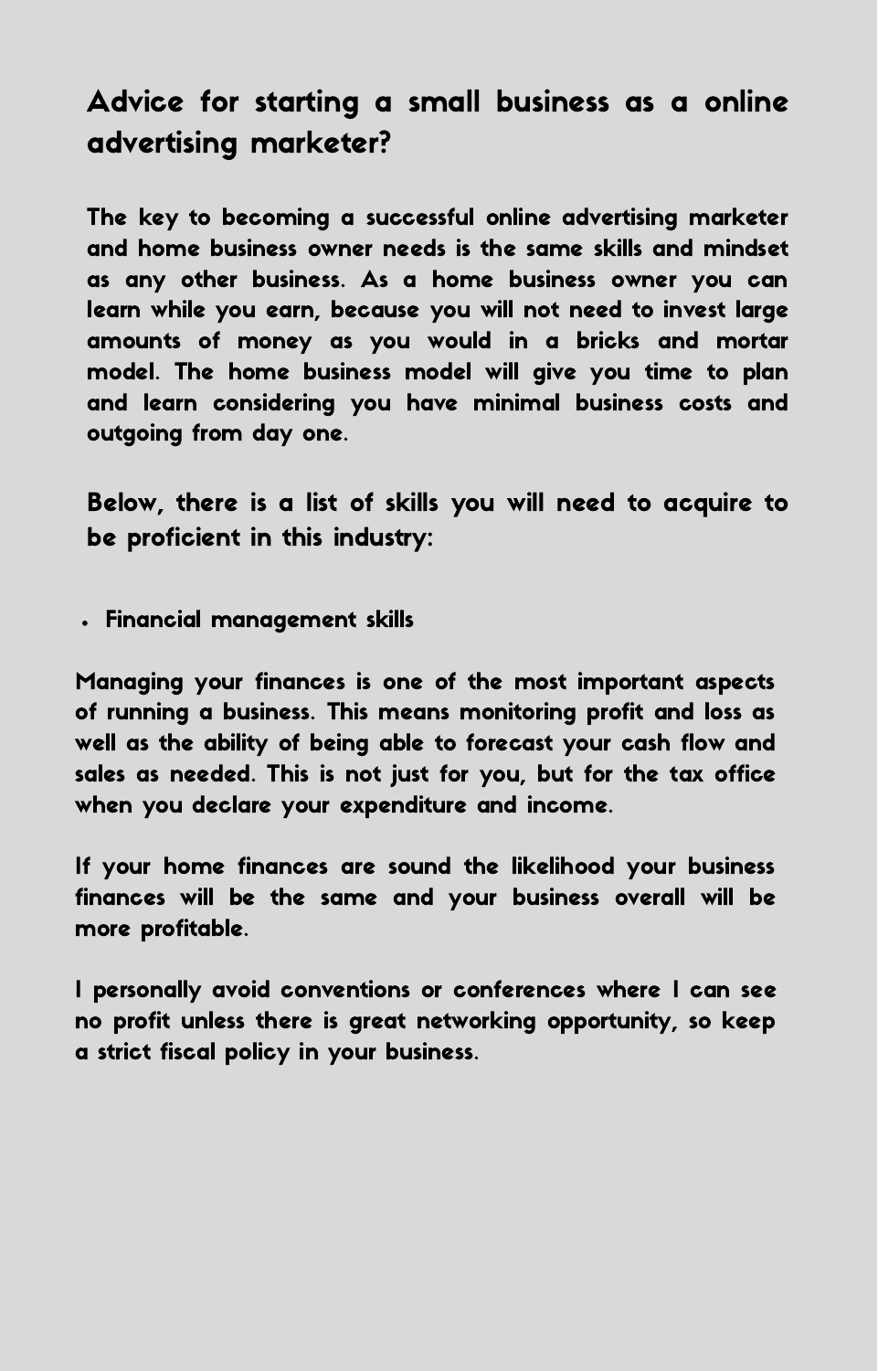## Advice for starting a small business as a online advertising marketer?

The key to becoming a successful online advertising marketer and home business owner needs is the same skills and mindset as any other business. As a home business owner you can learn while you earn, because you will not need to invest large amounts of money as you would in a bricks and mortar model. The home business model will give you time to plan and learn considering you have minimal business costs and outgoing from day one.

### Below, there is a list of skills you will need to acquire to be proficient in this industry:

- Financial management skills

Managing your finances is one of the most important aspects of running a business. This means monitoring profit and loss as well as the ability of being able to forecast your cash flow and sales as needed. This is not just for you, but for the tax office when you declare your expenditure and income.

If your home finances are sound the likelihood your business finances will be the same and your business overall will be more profitable.

I personally avoid conventions or conferences where I can see no profit unless there is great networking opportunity, so keep a strict fiscal policy in your business.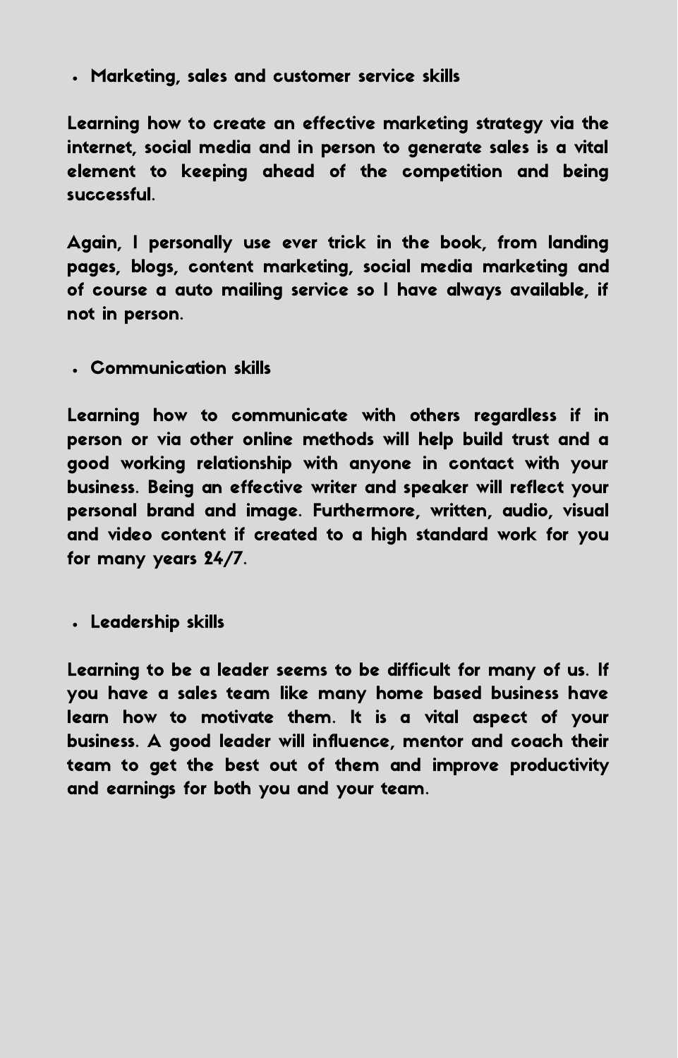- Marketing, sales and customer service skills

Learning how to create an effective marketing strategy via the internet, social media and in person to generate sales is a vital element to keeping ahead of the competition and being successful.

Again, I personally use ever trick in the book, from landing pages, blogs, content marketing, social media marketing and of course a auto mailing service so I have always available, if not in person.

- Communication skills

Learning how to communicate with others regardless if in person or via other online methods will help build trust and a good working relationship with anyone in contact with your business. Being an effective writer and speaker will reflect your personal brand and image. Furthermore, written, audio, visual and video content if created to a high standard work for you for many years 24/7.

- Leadership skills

Learning to be a leader seems to be difficult for many of us. If you have a sales team like many home based business have learn how to motivate them. It is a vital aspect of your business. A good leader will influence, mentor and coach their team to get the best out of them and improve productivity and earnings for both you and your team.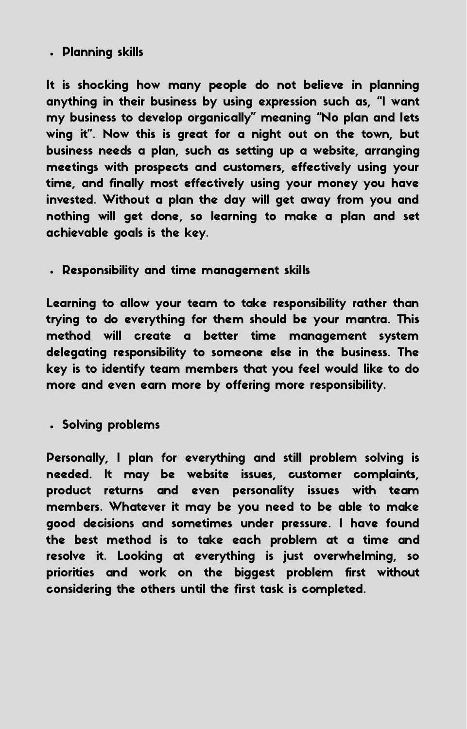- Planning skills

It is shocking how many people do not believe in planning anything in their business by using expression such as, "I want my business to develop organically" meaning "No plan and lets wing it". Now this is great for a night out on the town, but business needs a plan, such as setting up a website, arranging meetings with prospects and customers, effectively using your time, and finally most effectively using your money you have invested. Without a plan the day will get away from you and nothing will get done, so learning to make a plan and set achievable goals is the key.

- Responsibility and time management skills

Learning to allow your team to take responsibility rather than trying to do everything for them should be your mantra. This method will create a better time management system delegating responsibility to someone else in the business. The key is to identify team members that you feel would like to do more and even earn more by offering more responsibility.

- Solving problems

Personally, I plan for everything and still problem solving is needed. It may be website issues, customer complaints, product returns and even personality issues with team members. Whatever it may be you need to be able to make good decisions and sometimes under pressure. I have found the best method is to take each problem at a time and resolve it. Looking at everything is just overwhelming, so priorities and work on the biggest problem first without considering the others until the first task is completed.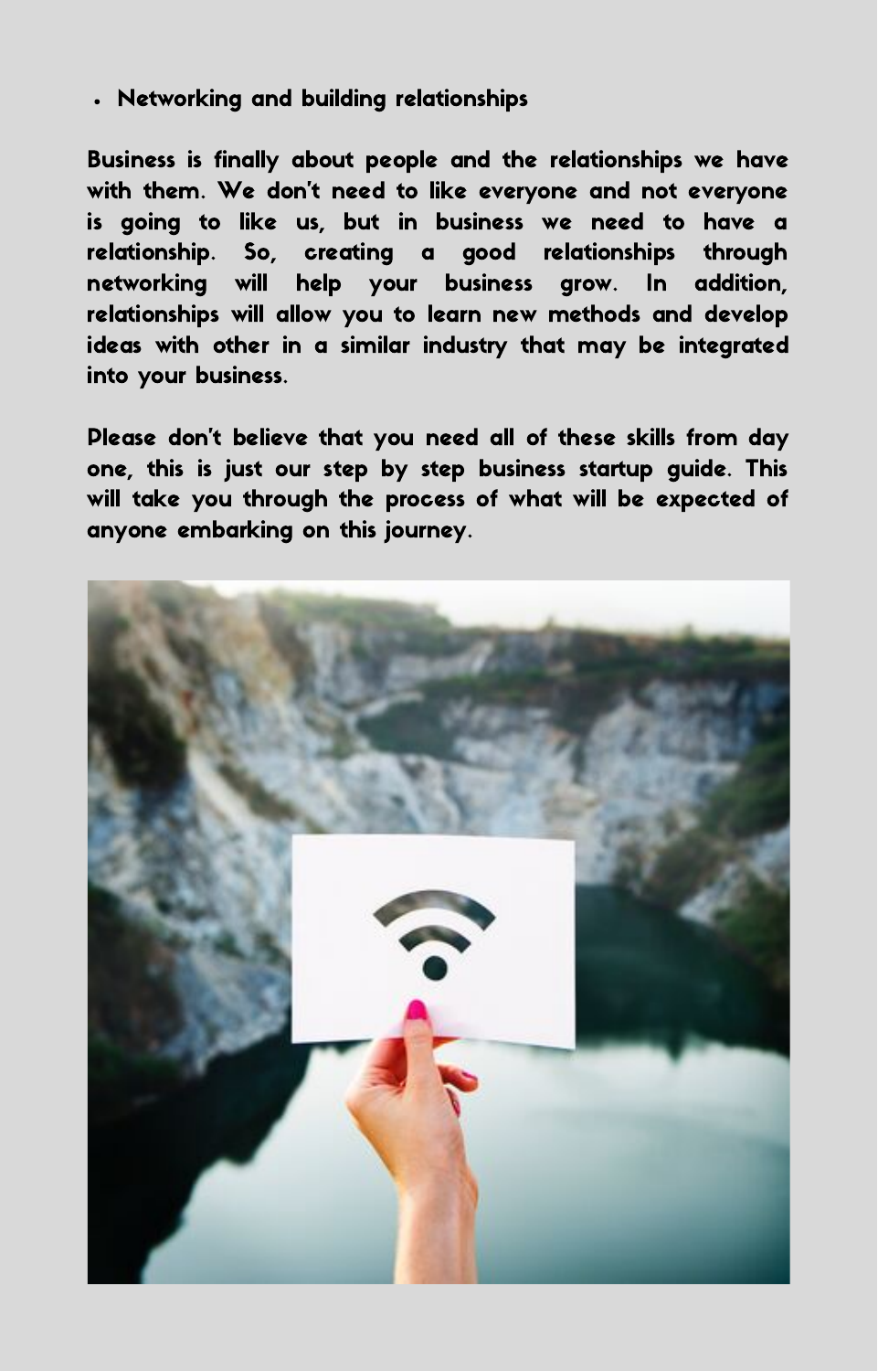- **Networking and building relationships**

**Business is finally about people and the relationships we have with them. We don't need to like everyone and not everyone is going to like us, but in business we need to have a relationship. So, creating a good relationships through networking will help your business grow. In addition, relationships will allow you to learn new methods and develop ideas with other in a similar industry that may be integrated into your business.**

**Please don't believe that you need all of these skills from day one, this is just our step by step business startup guide. This will take you through the process of what will be expected of anyone embarking on this journey.**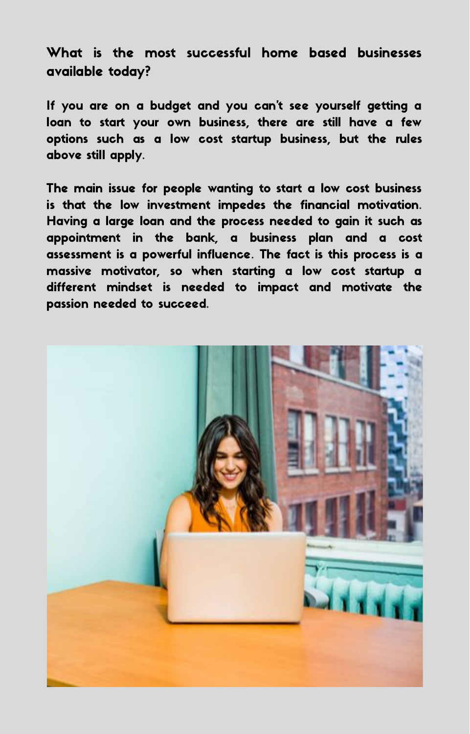**What is the most successful home based businesses available today?**

**If you are on a budget and you can't see yourself getting a loan to start your own business, there are still have a few options such as a low cost startup business, but the rules above still apply.**

**The main issue for people wanting to start a low cost business is that the low investment impedes the financial motivation. Having a large loan and the process needed to gain it such as appointment in the bank, a business plan and a cost assessment is a powerful influence. The fact is this process is a massive motivator, so when starting a low cost startup a different mindset is needed to impact and motivate the passion needed to succeed.**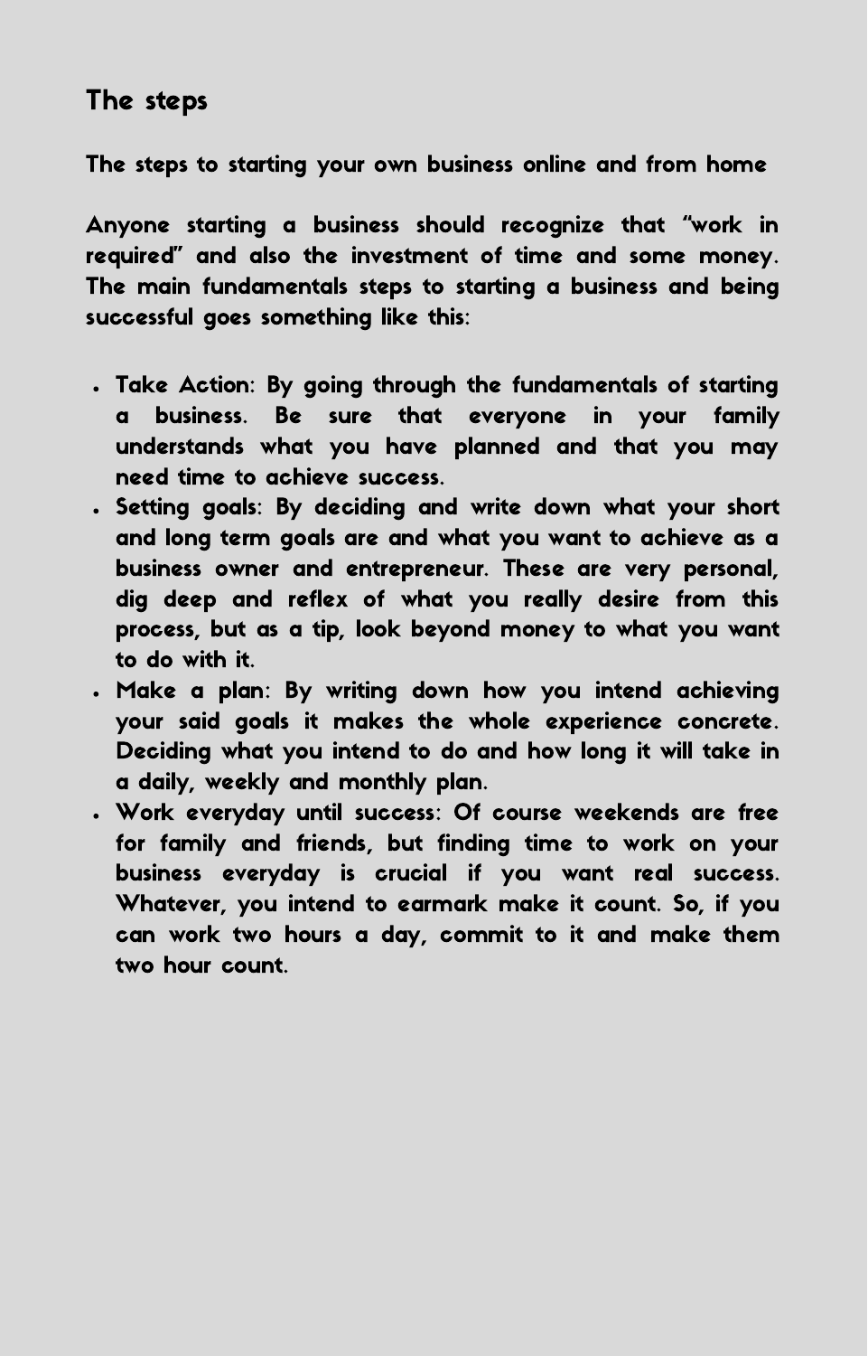## The steps

**The steps to starting your own business online and from home**

**Anyone starting a business should recognize that "work in required" and also the investment of time and some money. The main fundamentals steps to starting a business and being successful goes something like this:**

- **Take Action: By going through the fundamentals of starting a business. Be sure that everyone in your family understands what you have planned and that you may need time to achieve success.**
- **Setting goals: By deciding and write down what your short and long term goals are and what you want to achieve as a business owner and entrepreneur. These are very personal, dig deep and reflex of what you really desire from this process, but as a tip, look beyond money to what you want to do with it.**
- **Make a plan: By writing down how you intend achieving your said goals it makes the whole experience concrete. Deciding what you intend to do and how long it will take in a daily, weekly and monthly plan.**
- **Work everyday until success: Of course weekends are free for family and friends, but finding time to work on your business everyday is crucial if you want real success. Whatever, you intend to earmark make it count. So, if you can work two hours a day, commit to it and make them two hour count.**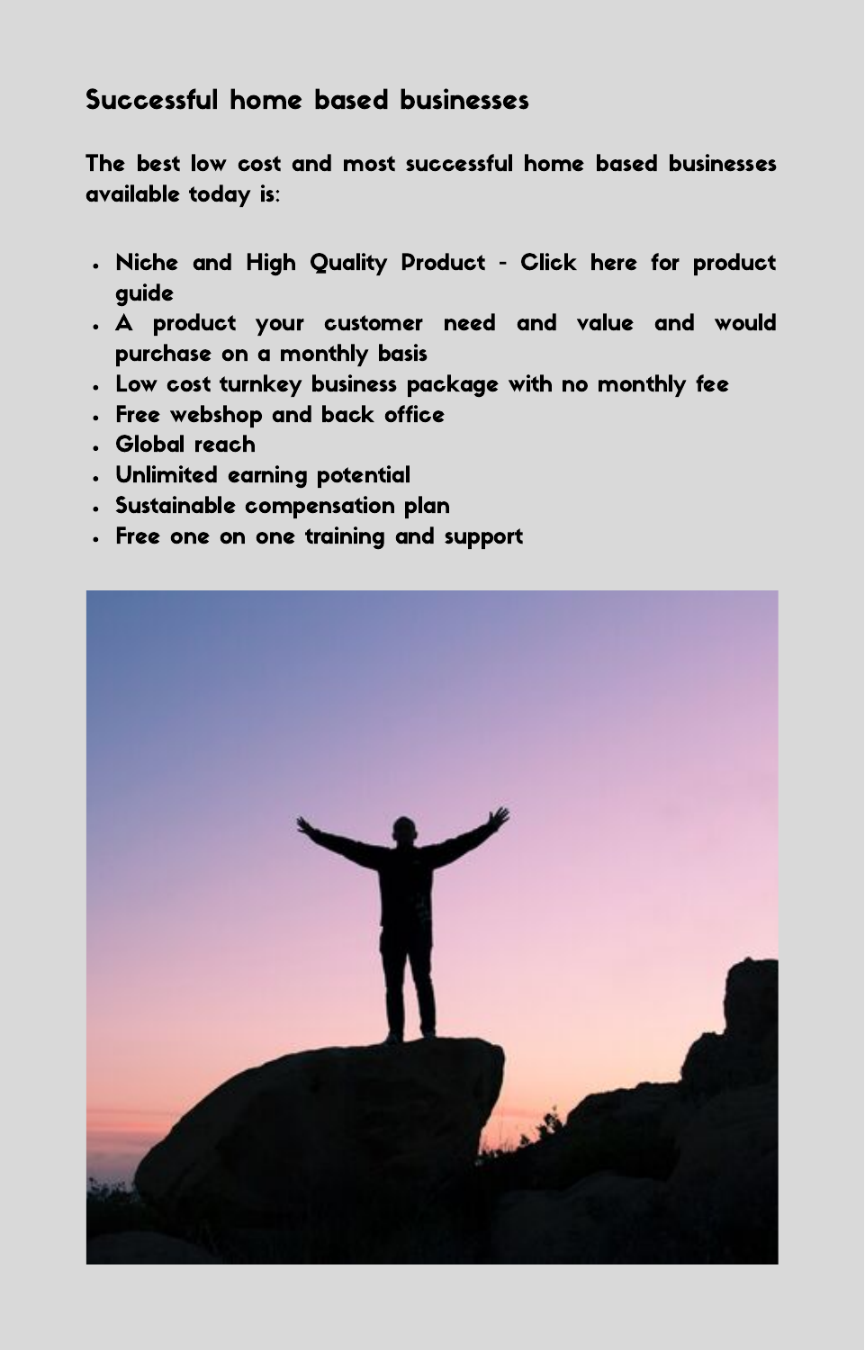## Successful home based businesses

**The best low cost and most successful home based businesses available today is:**

- **Niche and High Quality Product - Click here for product guide**
- **A product your customer need and value and would purchase on a monthly basis**
- **Low cost turnkey business package with no monthly fee**
- **Free webshop and back office**
- **Global reach**
- **Unlimited earning potential**
- **Sustainable compensation plan**
- **Free one on one training and support**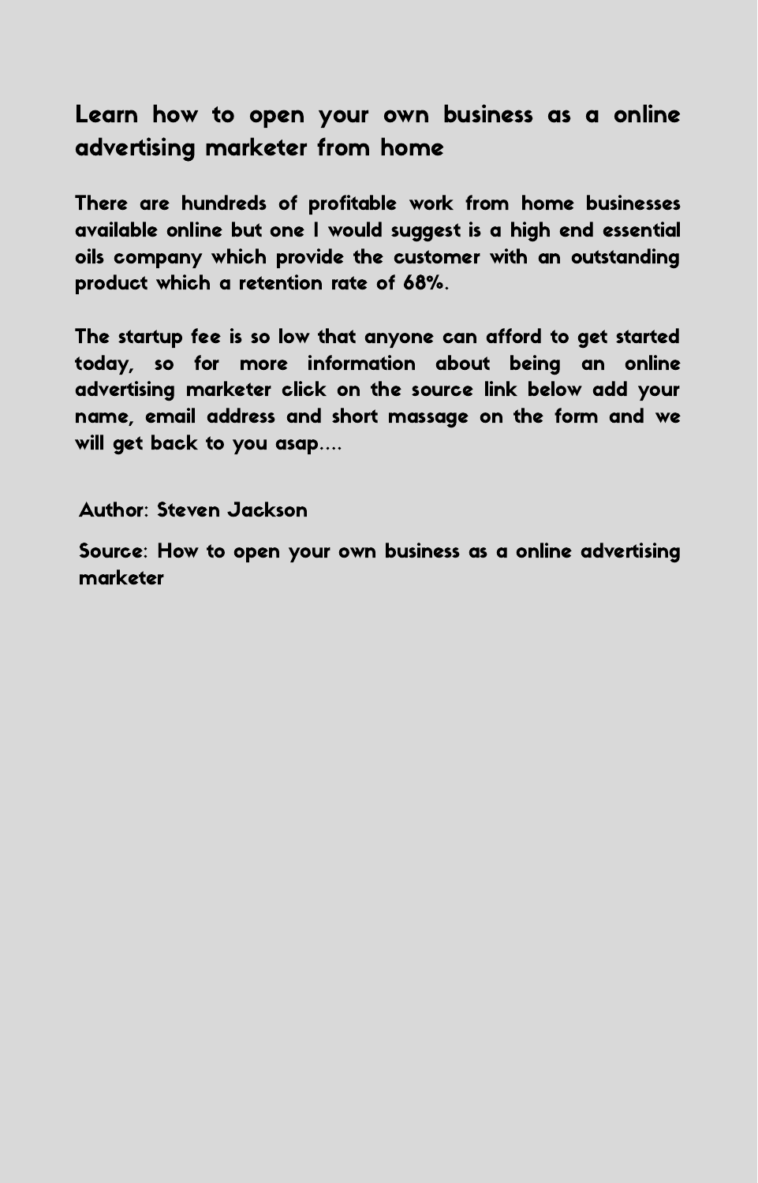## Learn how to open your own business as a online advertising marketer from home

There are hundreds of profitable work from home businesses available online but one I would suggest is a high end essential oils company which provide the customer with an outstanding product which a retention rate of 68%.

The startup fee is so low that anyone can afford to get started today, so for more information about being an online advertising marketer click on the source link below add your name, email address and short massage on the form and we will get back to you asap....

Author: Steven Jackson

Source: How to open your own business as a online advertising marketer